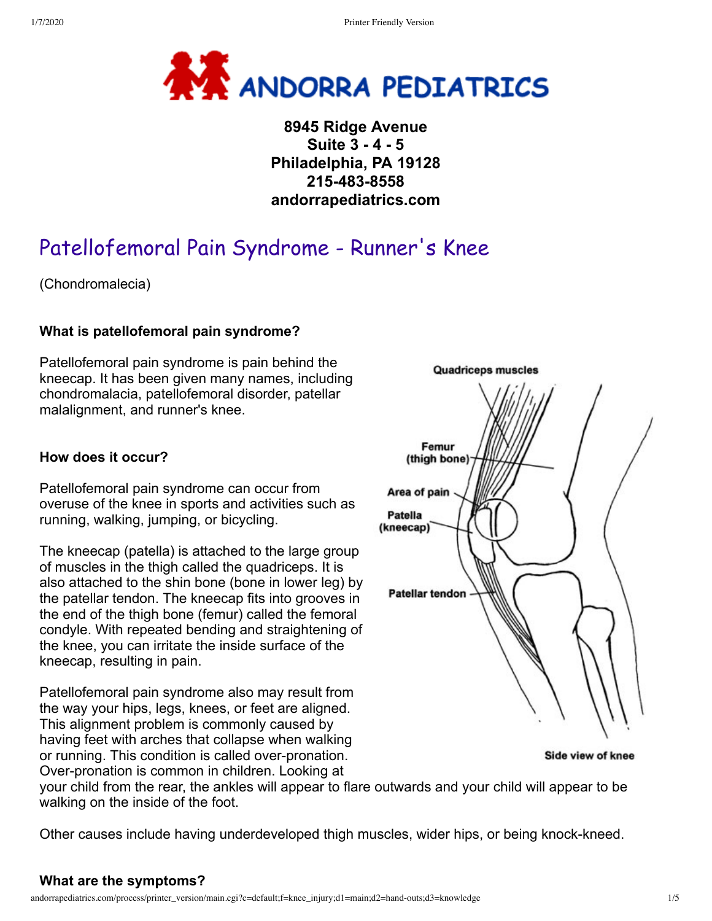**ANDORRA PEDIATRICS**

**8945 Ridge Avenue**
**Suite 3 - 4 - 5**
**Philadelphia, PA 19128**
**215-483-8558**
**andorrapediatrics.com**

# Patellofemoral Pain Syndrome - Runner's Knee

(Chondromalecia)

### What is patellofemoral pain syndrome?

Patellofemoral pain syndrome is pain behind the kneecap. It has been given many names, including chondromalacia, patellofemoral disorder, patellar malalignment, and runner's knee.

### How does it occur?

Patellofemoral pain syndrome can occur from overuse of the knee in sports and activities such as running, walking, jumping, or bicycling.

The kneecap (patella) is attached to the large group of muscles in the thigh called the quadriceps. It is also attached to the shin bone (bone in lower leg) by the patellar tendon. The kneecap fits into grooves in the end of the thigh bone (femur) called the femoral condyle. With repeated bending and straightening of the knee, you can irritate the inside surface of the kneecap, resulting in pain.

Quadriceps muscles
Femur (thigh bone)
Area of pain
Patella (kneecap)
Patellar tendon
Side view of knee

Patellofemoral pain syndrome also may result from the way your hips, legs, knees, or feet are aligned. This alignment problem is commonly caused by having feet with arches that collapse when walking or running. This condition is called over-pronation. Over-pronation is common in children. Looking at your child from the rear, the ankles will appear to flare outwards and your child will appear to be walking on the inside of the foot.

Other causes include having underdeveloped thigh muscles, wider hips, or being knock-kneed.

### What are the symptoms?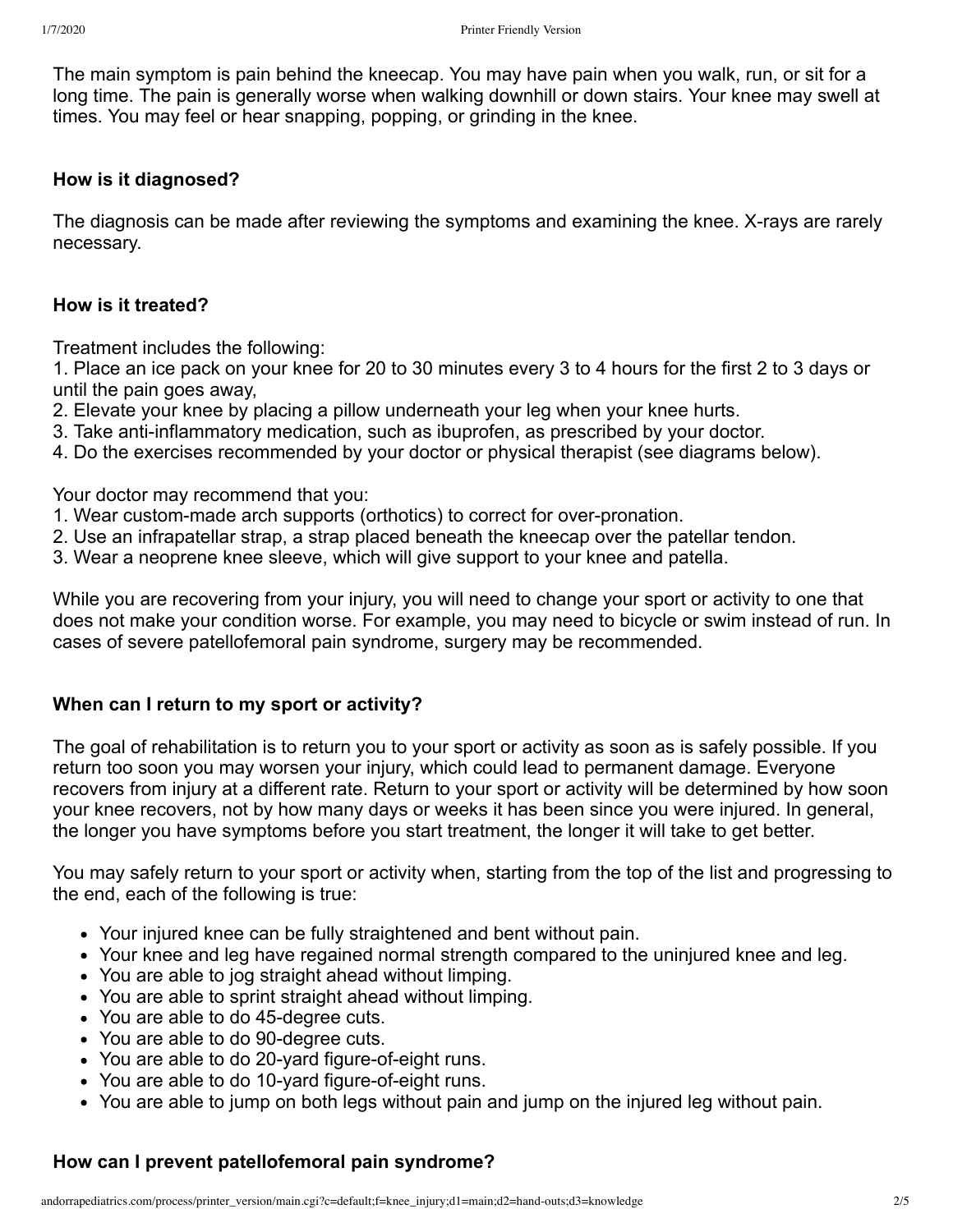The main symptom is pain behind the kneecap. You may have pain when you walk, run, or sit for a long time. The pain is generally worse when walking downhill or down stairs. Your knee may swell at times. You may feel or hear snapping, popping, or grinding in the knee.

### How is it diagnosed?

The diagnosis can be made after reviewing the symptoms and examining the knee. X-rays are rarely necessary.

### How is it treated?

Treatment includes the following:

1. Place an ice pack on your knee for 20 to 30 minutes every 3 to 4 hours for the first 2 to 3 days or until the pain goes away,
2. Elevate your knee by placing a pillow underneath your leg when your knee hurts.
3. Take anti-inflammatory medication, such as ibuprofen, as prescribed by your doctor.
4. Do the exercises recommended by your doctor or physical therapist (see diagrams below).

Your doctor may recommend that you:

1. Wear custom-made arch supports (orthotics) to correct for over-pronation.
2. Use an infrapatellar strap, a strap placed beneath the kneecap over the patellar tendon.
3. Wear a neoprene knee sleeve, which will give support to your knee and patella.

While you are recovering from your injury, you will need to change your sport or activity to one that does not make your condition worse. For example, you may need to bicycle or swim instead of run. In cases of severe patellofemoral pain syndrome, surgery may be recommended.

### When can I return to my sport or activity?

The goal of rehabilitation is to return you to your sport or activity as soon as is safely possible. If you return too soon you may worsen your injury, which could lead to permanent damage. Everyone recovers from injury at a different rate. Return to your sport or activity will be determined by how soon your knee recovers, not by how many days or weeks it has been since you were injured. In general, the longer you have symptoms before you start treatment, the longer it will take to get better.

You may safely return to your sport or activity when, starting from the top of the list and progressing to the end, each of the following is true:

- Your injured knee can be fully straightened and bent without pain.
- Your knee and leg have regained normal strength compared to the uninjured knee and leg.
- You are able to jog straight ahead without limping.
- You are able to sprint straight ahead without limping.
- You are able to do 45-degree cuts.
- You are able to do 90-degree cuts.
- You are able to do 20-yard figure-of-eight runs.
- You are able to do 10-yard figure-of-eight runs.
- You are able to jump on both legs without pain and jump on the injured leg without pain.

### How can I prevent patellofemoral pain syndrome?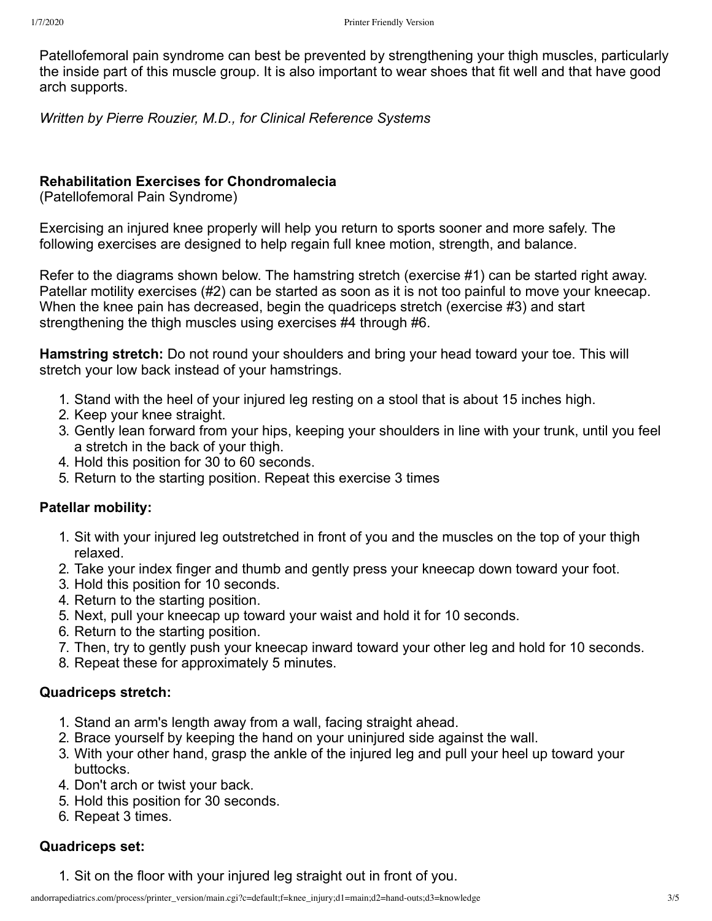Patellofemoral pain syndrome can best be prevented by strengthening your thigh muscles, particularly the inside part of this muscle group. It is also important to wear shoes that fit well and that have good arch supports.

*Written by Pierre Rouzier, M.D., for Clinical Reference Systems*

**Rehabilitation Exercises for Chondromalecia**
(Patellofemoral Pain Syndrome)

Exercising an injured knee properly will help you return to sports sooner and more safely. The following exercises are designed to help regain full knee motion, strength, and balance.

Refer to the diagrams shown below. The hamstring stretch (exercise #1) can be started right away. Patellar motility exercises (#2) can be started as soon as it is not too painful to move your kneecap. When the knee pain has decreased, begin the quadriceps stretch (exercise #3) and start strengthening the thigh muscles using exercises #4 through #6.

**Hamstring stretch:** Do not round your shoulders and bring your head toward your toe. This will stretch your low back instead of your hamstrings.

1. Stand with the heel of your injured leg resting on a stool that is about 15 inches high.
2. Keep your knee straight.
3. Gently lean forward from your hips, keeping your shoulders in line with your trunk, until you feel a stretch in the back of your thigh.
4. Hold this position for 30 to 60 seconds.
5. Return to the starting position. Repeat this exercise 3 times

**Patellar mobility:**

1. Sit with your injured leg outstretched in front of you and the muscles on the top of your thigh relaxed.
2. Take your index finger and thumb and gently press your kneecap down toward your foot.
3. Hold this position for 10 seconds.
4. Return to the starting position.
5. Next, pull your kneecap up toward your waist and hold it for 10 seconds.
6. Return to the starting position.
7. Then, try to gently push your kneecap inward toward your other leg and hold for 10 seconds.
8. Repeat these for approximately 5 minutes.

**Quadriceps stretch:**

1. Stand an arm's length away from a wall, facing straight ahead.
2. Brace yourself by keeping the hand on your uninjured side against the wall.
3. With your other hand, grasp the ankle of the injured leg and pull your heel up toward your buttocks.
4. Don't arch or twist your back.
5. Hold this position for 30 seconds.
6. Repeat 3 times.

**Quadriceps set:**

1. Sit on the floor with your injured leg straight out in front of you.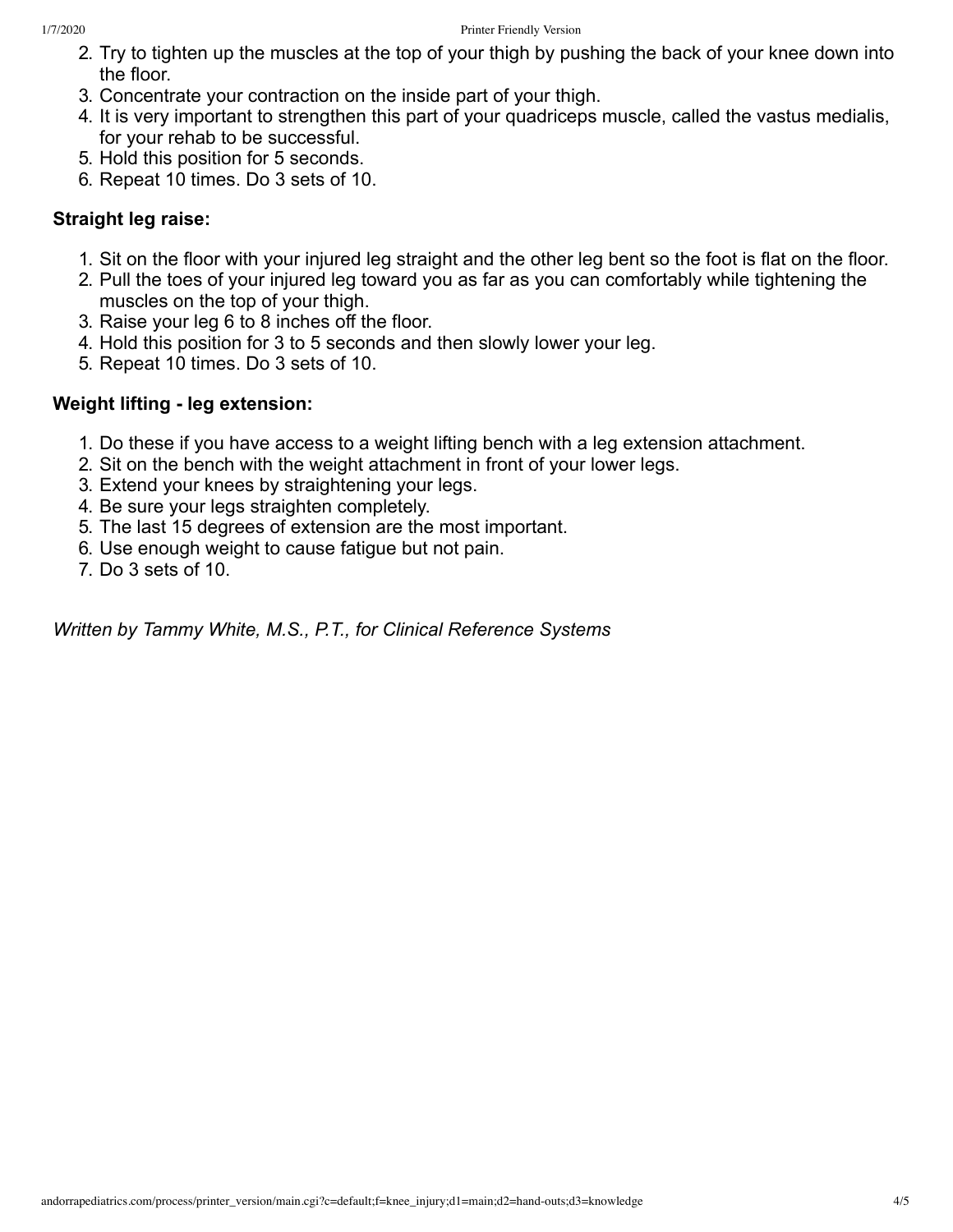2. Try to tighten up the muscles at the top of your thigh by pushing the back of your knee down into the floor.
3. Concentrate your contraction on the inside part of your thigh.
4. It is very important to strengthen this part of your quadriceps muscle, called the vastus medialis, for your rehab to be successful.
5. Hold this position for 5 seconds.
6. Repeat 10 times. Do 3 sets of 10.

**Straight leg raise:**

1. Sit on the floor with your injured leg straight and the other leg bent so the foot is flat on the floor.
2. Pull the toes of your injured leg toward you as far as you can comfortably while tightening the muscles on the top of your thigh.
3. Raise your leg 6 to 8 inches off the floor.
4. Hold this position for 3 to 5 seconds and then slowly lower your leg.
5. Repeat 10 times. Do 3 sets of 10.

**Weight lifting - leg extension:**

1. Do these if you have access to a weight lifting bench with a leg extension attachment.
2. Sit on the bench with the weight attachment in front of your lower legs.
3. Extend your knees by straightening your legs.
4. Be sure your legs straighten completely.
5. The last 15 degrees of extension are the most important.
6. Use enough weight to cause fatigue but not pain.
7. Do 3 sets of 10.

*Written by Tammy White, M.S., P.T., for Clinical Reference Systems*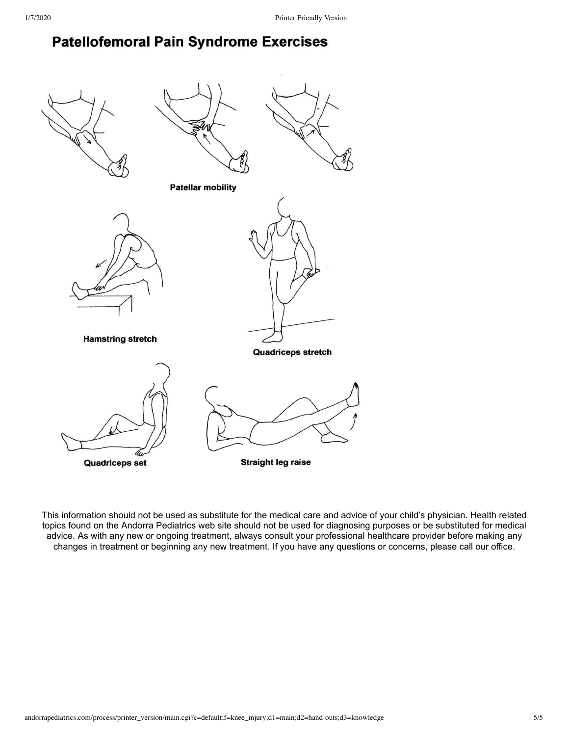# Patellofemoral Pain Syndrome Exercises

Patellar mobility

Hamstring stretch

Quadriceps stretch

Quadriceps set

Straight leg raise

This information should not be used as substitute for the medical care and advice of your child's physician. Health related topics found on the Andorra Pediatrics web site should not be used for diagnosing purposes or be substituted for medical advice. As with any new or ongoing treatment, always consult your professional healthcare provider before making any changes in treatment or beginning any new treatment. If you have any questions or concerns, please call our office.